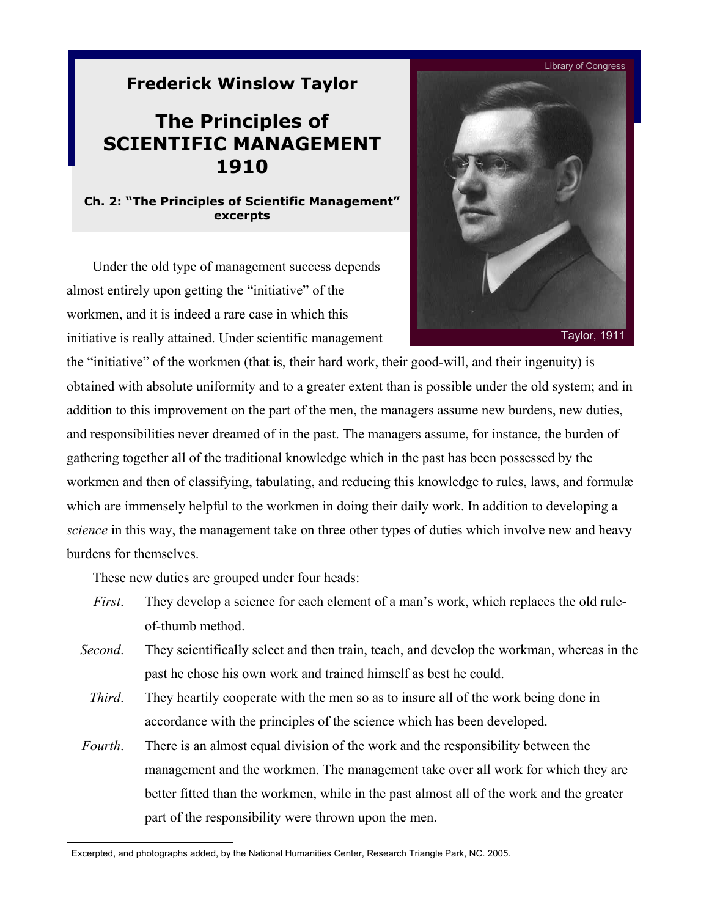**Frederick Winslow Taylor**

# The Principles of SCIENTIFIC MANAGEMENT 1910

**Ch. 2: "The Principles of Scientific Management" excerpts**

Library of Congress

Taylor, 1911

Under the old type of management success depends almost entirely upon getting the "initiative" of the workmen, and it is indeed a rare case in which this initiative is really attained. Under scientific management the "initiative" of the workmen (that is, their hard work, their good-will, and their ingenuity) is obtained with absolute uniformity and to a greater extent than is possible under the old system; and in addition to this improvement on the part of the men, the managers assume new burdens, new duties, and responsibilities never dreamed of in the past. The managers assume, for instance, the burden of gathering together all of the traditional knowledge which in the past has been possessed by the workmen and then of classifying, tabulating, and reducing this knowledge to rules, laws, and formulæ which are immensely helpful to the workmen in doing their daily work. In addition to developing a *science* in this way, the management take on three other types of duties which involve new and heavy burdens for themselves.

These new duties are grouped under four heads:

*First*. They develop a science for each element of a man's work, which replaces the old rule-of-thumb method.

*Second*. They scientifically select and then train, teach, and develop the workman, whereas in the past he chose his own work and trained himself as best he could.

*Third*. They heartily cooperate with the men so as to insure all of the work being done in accordance with the principles of the science which has been developed.

*Fourth*. There is an almost equal division of the work and the responsibility between the management and the workmen. The management take over all work for which they are better fitted than the workmen, while in the past almost all of the work and the greater part of the responsibility were thrown upon the men.

Excerpted, and photographs added, by the National Humanities Center, Research Triangle Park, NC. 2005.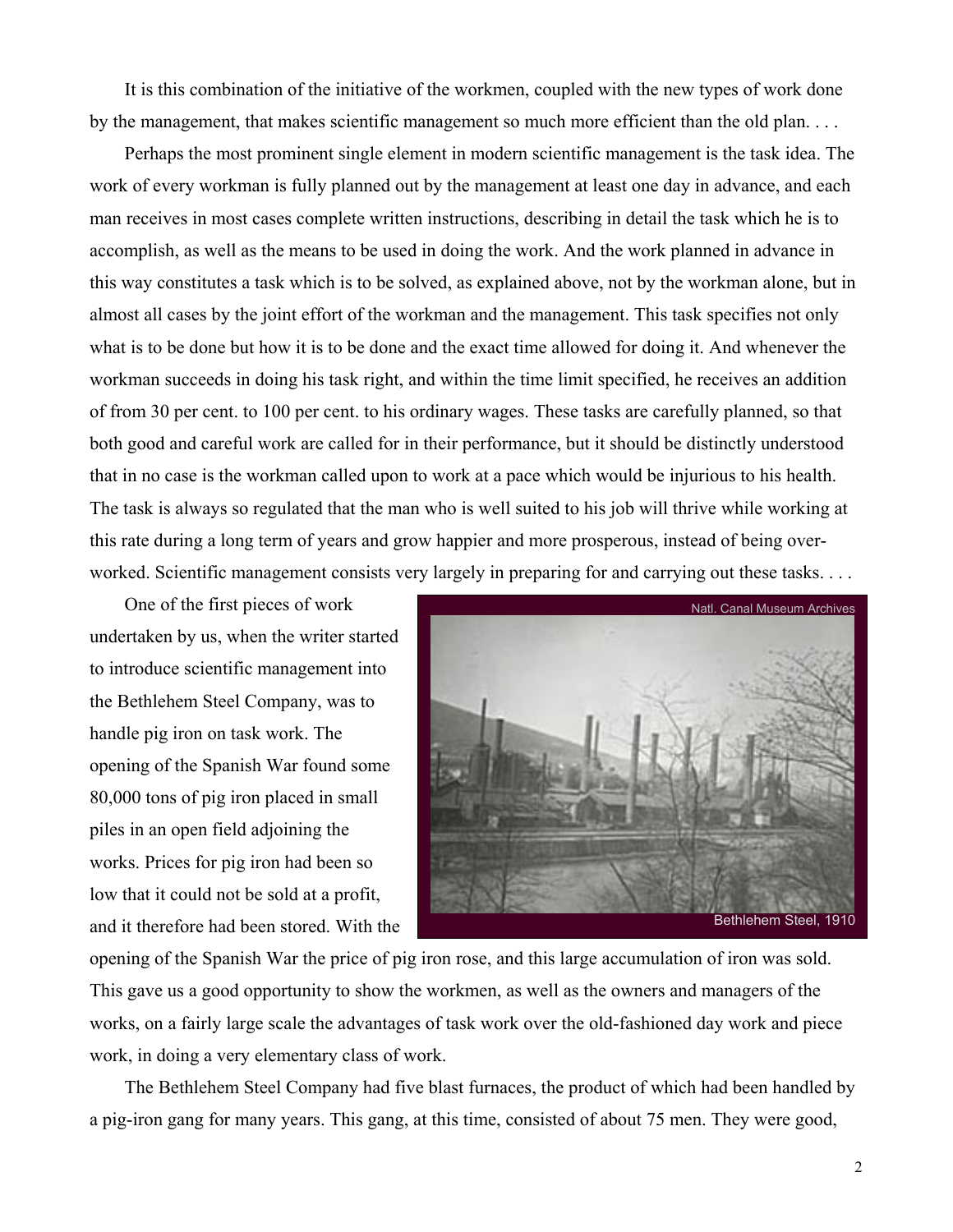It is this combination of the initiative of the workmen, coupled with the new types of work done by the management, that makes scientific management so much more efficient than the old plan. . . .

Perhaps the most prominent single element in modern scientific management is the task idea. The work of every workman is fully planned out by the management at least one day in advance, and each man receives in most cases complete written instructions, describing in detail the task which he is to accomplish, as well as the means to be used in doing the work. And the work planned in advance in this way constitutes a task which is to be solved, as explained above, not by the workman alone, but in almost all cases by the joint effort of the workman and the management. This task specifies not only what is to be done but how it is to be done and the exact time allowed for doing it. And whenever the workman succeeds in doing his task right, and within the time limit specified, he receives an addition of from 30 per cent. to 100 per cent. to his ordinary wages. These tasks are carefully planned, so that both good and careful work are called for in their performance, but it should be distinctly understood that in no case is the workman called upon to work at a pace which would be injurious to his health. The task is always so regulated that the man who is well suited to his job will thrive while working at this rate during a long term of years and grow happier and more prosperous, instead of being over-worked. Scientific management consists very largely in preparing for and carrying out these tasks. . . .

One of the first pieces of work undertaken by us, when the writer started to introduce scientific management into the Bethlehem Steel Company, was to handle pig iron on task work. The opening of the Spanish War found some 80,000 tons of pig iron placed in small piles in an open field adjoining the works. Prices for pig iron had been so low that it could not be sold at a profit, and it therefore had been stored. With the opening of the Spanish War the price of pig iron rose, and this large accumulation of iron was sold. This gave us a good opportunity to show the workmen, as well as the owners and managers of the works, on a fairly large scale the advantages of task work over the old-fashioned day work and piece work, in doing a very elementary class of work.

Natl. Canal Museum Archives

Bethlehem Steel, 1910

The Bethlehem Steel Company had five blast furnaces, the product of which had been handled by a pig-iron gang for many years. This gang, at this time, consisted of about 75 men. They were good,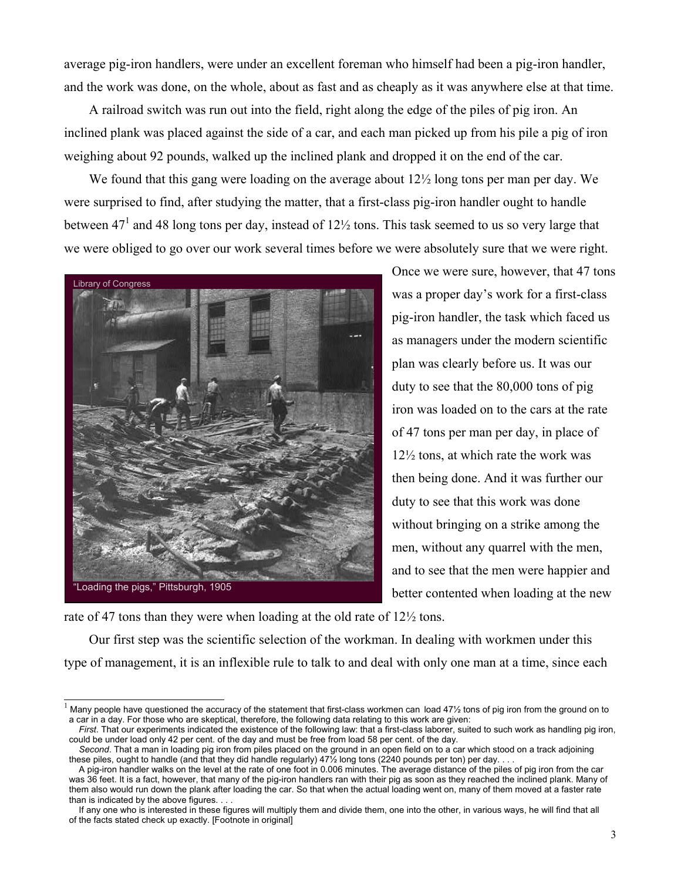average pig-iron handlers, were under an excellent foreman who himself had been a pig-iron handler, and the work was done, on the whole, about as fast and as cheaply as it was anywhere else at that time.

A railroad switch was run out into the field, right along the edge of the piles of pig iron. An inclined plank was placed against the side of a car, and each man picked up from his pile a pig of iron weighing about 92 pounds, walked up the inclined plank and dropped it on the end of the car.

We found that this gang were loading on the average about 12½ long tons per man per day. We were surprised to find, after studying the matter, that a first-class pig-iron handler ought to handle between 47[1] and 48 long tons per day, instead of 12½ tons. This task seemed to us so very large that we were obliged to go over our work several times before we were absolutely sure that we were right.

Library of Congress

"Loading the pigs," Pittsburgh, 1905

Once we were sure, however, that 47 tons was a proper day's work for a first-class pig-iron handler, the task which faced us as managers under the modern scientific plan was clearly before us. It was our duty to see that the 80,000 tons of pig iron was loaded on to the cars at the rate of 47 tons per man per day, in place of 12½ tons, at which rate the work was then being done. And it was further our duty to see that this work was done without bringing on a strike among the men, without any quarrel with the men, and to see that the men were happier and better contented when loading at the new rate of 47 tons than they were when loading at the old rate of 12½ tons.

Our first step was the scientific selection of the workman. In dealing with workmen under this type of management, it is an inflexible rule to talk to and deal with only one man at a time, since each

---

[1] Many people have questioned the accuracy of the statement that first-class workmen can load 47½ tons of pig iron from the ground on to a car in a day. For those who are skeptical, therefore, the following data relating to this work are given:

*First*. That our experiments indicated the existence of the following law: that a first-class laborer, suited to such work as handling pig iron, could be under load only 42 per cent. of the day and must be free from load 58 per cent. of the day.

*Second*. That a man in loading pig iron from piles placed on the ground in an open field on to a car which stood on a track adjoining these piles, ought to handle (and that they did handle regularly) 47½ long tons (2240 pounds per ton) per day. . . .

A pig-iron handler walks on the level at the rate of one foot in 0.006 minutes. The average distance of the piles of pig iron from the car was 36 feet. It is a fact, however, that many of the pig-iron handlers ran with their pig as soon as they reached the inclined plank. Many of them also would run down the plank after loading the car. So that when the actual loading went on, many of them moved at a faster rate than is indicated by the above figures. . . .

If any one who is interested in these figures will multiply them and divide them, one into the other, in various ways, he will find that all of the facts stated check up exactly. [Footnote in original]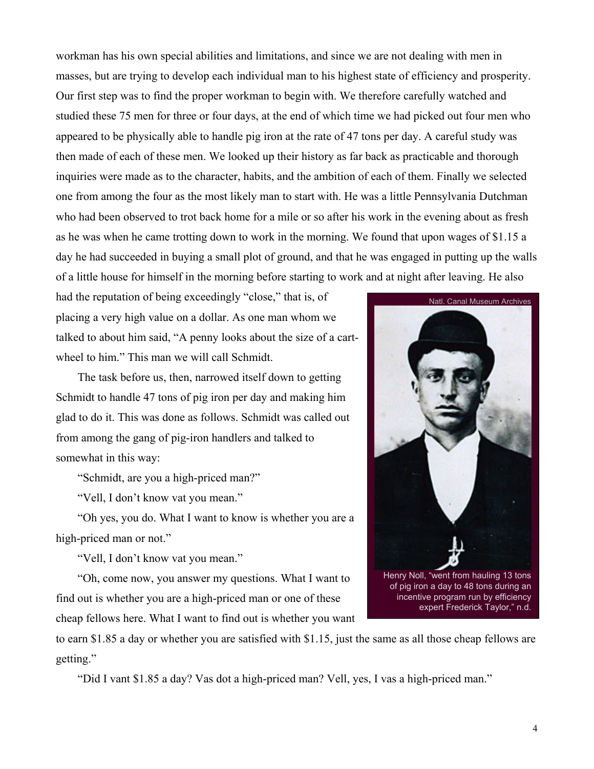workman has his own special abilities and limitations, and since we are not dealing with men in masses, but are trying to develop each individual man to his highest state of efficiency and prosperity. Our first step was to find the proper workman to begin with. We therefore carefully watched and studied these 75 men for three or four days, at the end of which time we had picked out four men who appeared to be physically able to handle pig iron at the rate of 47 tons per day. A careful study was then made of each of these men. We looked up their history as far back as practicable and thorough inquiries were made as to the character, habits, and the ambition of each of them. Finally we selected one from among the four as the most likely man to start with. He was a little Pennsylvania Dutchman who had been observed to trot back home for a mile or so after his work in the evening about as fresh as he was when he came trotting down to work in the morning. We found that upon wages of $1.15 a day he had succeeded in buying a small plot of ground, and that he was engaged in putting up the walls of a little house for himself in the morning before starting to work and at night after leaving. He also had the reputation of being exceedingly "close," that is, of placing a very high value on a dollar. As one man whom we talked to about him said, "A penny looks about the size of a cart-wheel to him." This man we will call Schmidt.

The task before us, then, narrowed itself down to getting Schmidt to handle 47 tons of pig iron per day and making him glad to do it. This was done as follows. Schmidt was called out from among the gang of pig-iron handlers and talked to somewhat in this way:

"Schmidt, are you a high-priced man?"

"Vell, I don't know vat you mean."

"Oh yes, you do. What I want to know is whether you are a high-priced man or not."

"Vell, I don't know vat you mean."

"Oh, come now, you answer my questions. What I want to find out is whether you are a high-priced man or one of these cheap fellows here. What I want to find out is whether you want to earn $1.85 a day or whether you are satisfied with $1.15, just the same as all those cheap fellows are getting."

"Did I vant $1.85 a day? Vas dot a high-priced man? Vell, yes, I vas a high-priced man."

Natl. Canal Museum Archives

Henry Noll, "went from hauling 13 tons of pig iron a day to 48 tons during an incentive program run by efficiency expert Frederick Taylor," n.d.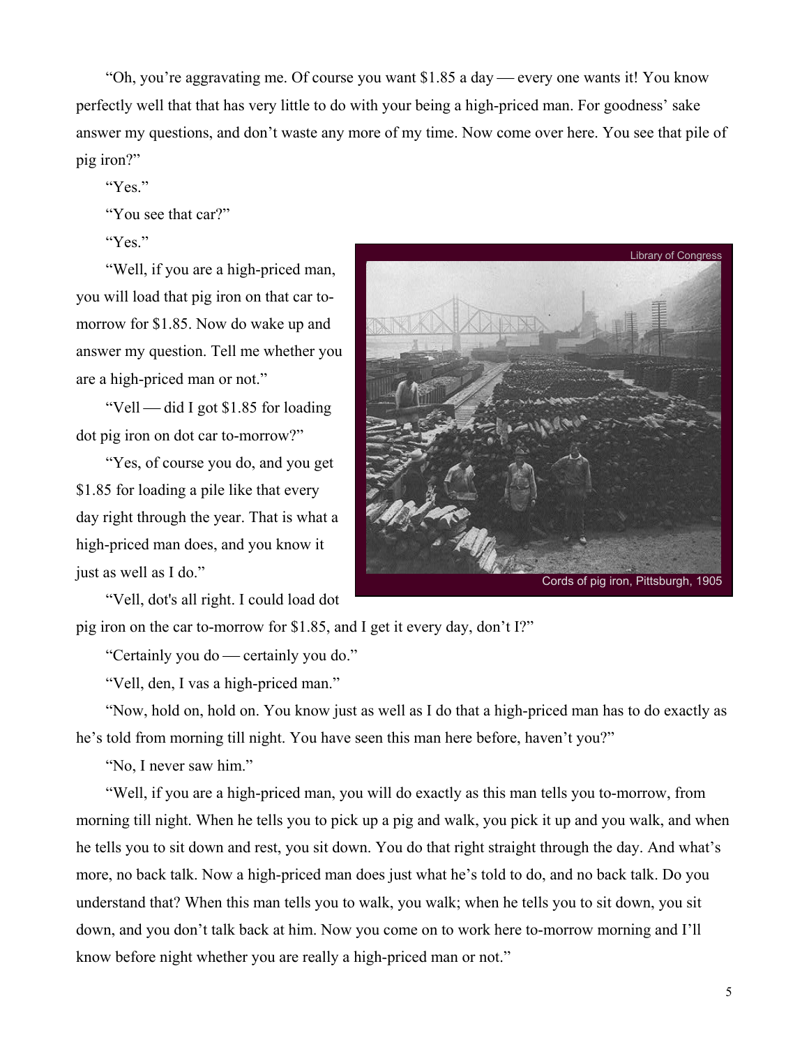"Oh, you're aggravating me. Of course you want $1.85 a day — every one wants it! You know perfectly well that that has very little to do with your being a high-priced man. For goodness' sake answer my questions, and don't waste any more of my time. Now come over here. You see that pile of pig iron?"

"Yes."

"You see that car?"

"Yes."

"Well, if you are a high-priced man, you will load that pig iron on that car to-morrow for $1.85. Now do wake up and answer my question. Tell me whether you are a high-priced man or not."

"Vell — did I got $1.85 for loading dot pig iron on dot car to-morrow?"

"Yes, of course you do, and you get $1.85 for loading a pile like that every day right through the year. That is what a high-priced man does, and you know it just as well as I do."

"Vell, dot's all right. I could load dot pig iron on the car to-morrow for $1.85, and I get it every day, don't I?"

Library of Congress

Cords of pig iron, Pittsburgh, 1905

"Certainly you do — certainly you do."

"Vell, den, I vas a high-priced man."

"Now, hold on, hold on. You know just as well as I do that a high-priced man has to do exactly as he's told from morning till night. You have seen this man here before, haven't you?"

"No, I never saw him."

"Well, if you are a high-priced man, you will do exactly as this man tells you to-morrow, from morning till night. When he tells you to pick up a pig and walk, you pick it up and you walk, and when he tells you to sit down and rest, you sit down. You do that right straight through the day. And what's more, no back talk. Now a high-priced man does just what he's told to do, and no back talk. Do you understand that? When this man tells you to walk, you walk; when he tells you to sit down, you sit down, and you don't talk back at him. Now you come on to work here to-morrow morning and I'll know before night whether you are really a high-priced man or not."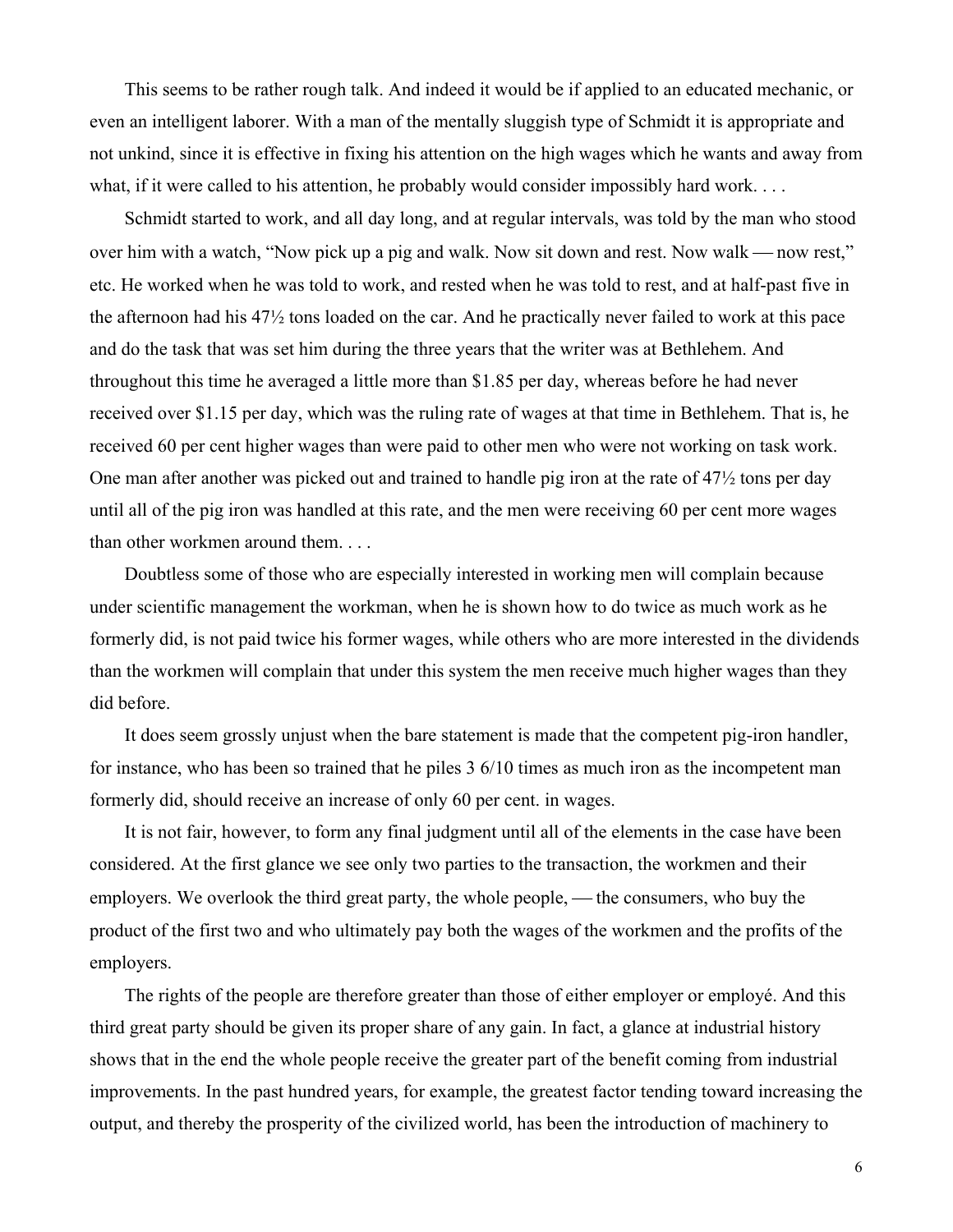This seems to be rather rough talk. And indeed it would be if applied to an educated mechanic, or even an intelligent laborer. With a man of the mentally sluggish type of Schmidt it is appropriate and not unkind, since it is effective in fixing his attention on the high wages which he wants and away from what, if it were called to his attention, he probably would consider impossibly hard work. . . .

Schmidt started to work, and all day long, and at regular intervals, was told by the man who stood over him with a watch, “Now pick up a pig and walk. Now sit down and rest. Now walk — now rest,” etc. He worked when he was told to work, and rested when he was told to rest, and at half-past five in the afternoon had his 47½ tons loaded on the car. And he practically never failed to work at this pace and do the task that was set him during the three years that the writer was at Bethlehem. And throughout this time he averaged a little more than $1.85 per day, whereas before he had never received over $1.15 per day, which was the ruling rate of wages at that time in Bethlehem. That is, he received 60 per cent higher wages than were paid to other men who were not working on task work. One man after another was picked out and trained to handle pig iron at the rate of 47½ tons per day until all of the pig iron was handled at this rate, and the men were receiving 60 per cent more wages than other workmen around them. . . .

Doubtless some of those who are especially interested in working men will complain because under scientific management the workman, when he is shown how to do twice as much work as he formerly did, is not paid twice his former wages, while others who are more interested in the dividends than the workmen will complain that under this system the men receive much higher wages than they did before.

It does seem grossly unjust when the bare statement is made that the competent pig-iron handler, for instance, who has been so trained that he piles 3 6/10 times as much iron as the incompetent man formerly did, should receive an increase of only 60 per cent. in wages.

It is not fair, however, to form any final judgment until all of the elements in the case have been considered. At the first glance we see only two parties to the transaction, the workmen and their employers. We overlook the third great party, the whole people, — the consumers, who buy the product of the first two and who ultimately pay both the wages of the workmen and the profits of the employers.

The rights of the people are therefore greater than those of either employer or employé. And this third great party should be given its proper share of any gain. In fact, a glance at industrial history shows that in the end the whole people receive the greater part of the benefit coming from industrial improvements. In the past hundred years, for example, the greatest factor tending toward increasing the output, and thereby the prosperity of the civilized world, has been the introduction of machinery to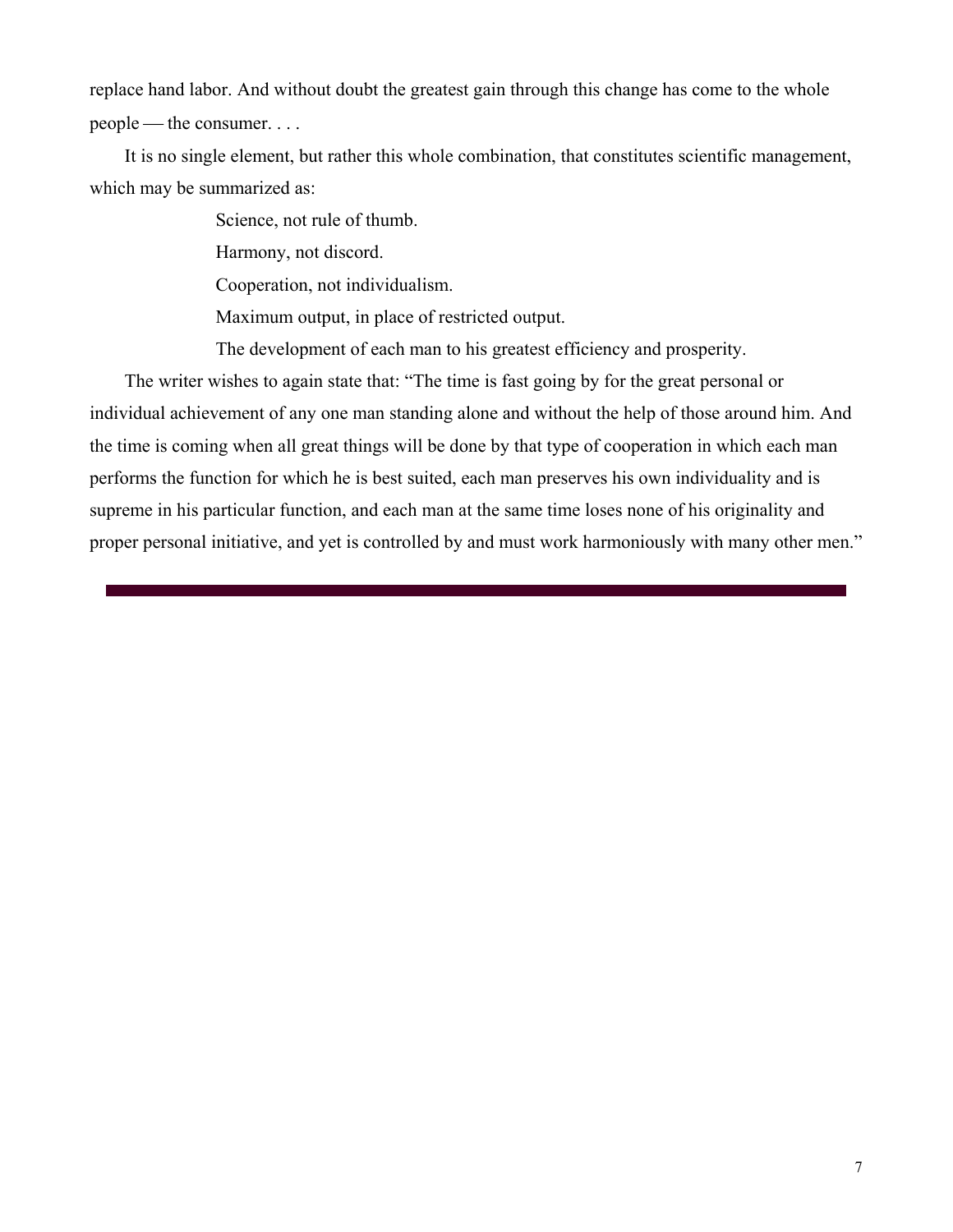replace hand labor. And without doubt the greatest gain through this change has come to the whole people — the consumer. . . .

It is no single element, but rather this whole combination, that constitutes scientific management, which may be summarized as:

> Science, not rule of thumb.
>
> Harmony, not discord.
>
> Cooperation, not individualism.
>
> Maximum output, in place of restricted output.
>
> The development of each man to his greatest efficiency and prosperity.

The writer wishes to again state that: “The time is fast going by for the great personal or individual achievement of any one man standing alone and without the help of those around him. And the time is coming when all great things will be done by that type of cooperation in which each man performs the function for which he is best suited, each man preserves his own individuality and is supreme in his particular function, and each man at the same time loses none of his originality and proper personal initiative, and yet is controlled by and must work harmoniously with many other men.”

---